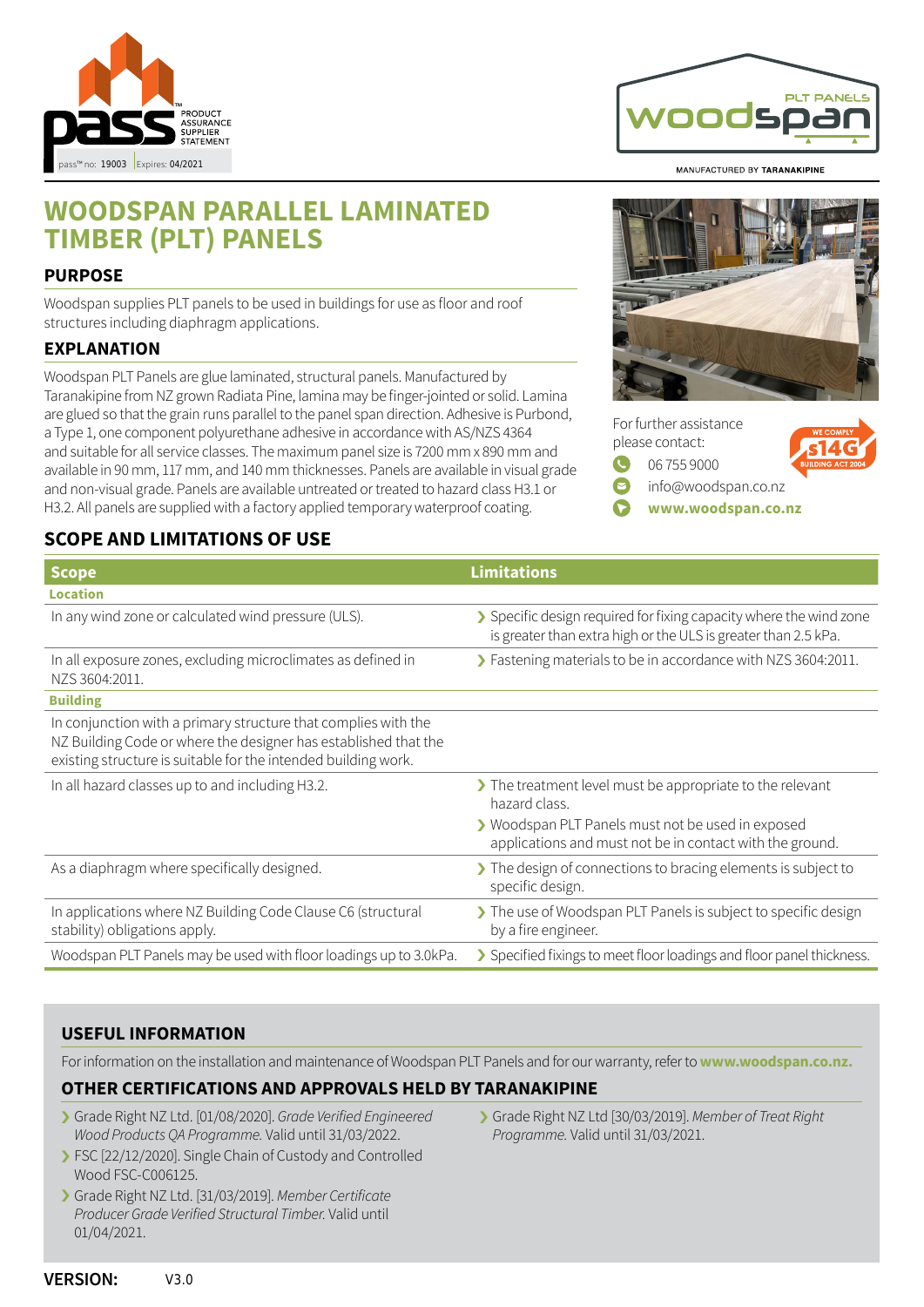PRODUCT ASSURANCE SUPPLIER STATEMENT

pass™ no: 19003 Expires: 04/2021

PLT PANELS woodspan

MANUFACTURED BY TARANAKIPINE

# WOODSPAN PARALLEL LAMINATED TIMBER (PLT) PANELS

## PURPOSE

Woodspan supplies PLT panels to be used in buildings for use as floor and roof structures including diaphragm applications.

## EXPLANATION

Woodspan PLT Panels are glue laminated, structural panels. Manufactured by Taranakipine from NZ grown Radiata Pine, lamina may be finger-jointed or solid. Lamina are glued so that the grain runs parallel to the panel span direction. Adhesive is Purbond, a Type 1, one component polyurethane adhesive in accordance with AS/NZS 4364 and suitable for all service classes. The maximum panel size is 7200 mm x 890 mm and available in 90 mm, 117 mm, and 140 mm thicknesses. Panels are available in visual grade and non-visual grade. Panels are available untreated or treated to hazard class H3.1 or H3.2. All panels are supplied with a factory applied temporary waterproof coating.

For further assistance please contact:

- 06 755 9000
- info@woodspan.co.nz
- **www.woodspan.co.nz**

WE COMPLY s14G BUILDING ACT 2004

## SCOPE AND LIMITATIONS OF USE

| Scope | Limitations |
|---|---|
| **Location** | |
| In any wind zone or calculated wind pressure (ULS). | Specific design required for fixing capacity where the wind zone is greater than extra high or the ULS is greater than 2.5 kPa. |
| In all exposure zones, excluding microclimates as defined in NZS 3604:2011. | Fastening materials to be in accordance with NZS 3604:2011. |
| **Building** | |
| In conjunction with a primary structure that complies with the NZ Building Code or where the designer has established that the existing structure is suitable for the intended building work. | |
| In all hazard classes up to and including H3.2. | The treatment level must be appropriate to the relevant hazard class.<br>Woodspan PLT Panels must not be used in exposed applications and must not be in contact with the ground. |
| As a diaphragm where specifically designed. | The design of connections to bracing elements is subject to specific design. |
| In applications where NZ Building Code Clause C6 (structural stability) obligations apply. | The use of Woodspan PLT Panels is subject to specific design by a fire engineer. |
| Woodspan PLT Panels may be used with floor loadings up to 3.0kPa. | Specified fixings to meet floor loadings and floor panel thickness. |

## USEFUL INFORMATION

For information on the installation and maintenance of Woodspan PLT Panels and for our warranty, refer to **www.woodspan.co.nz.**

## OTHER CERTIFICATIONS AND APPROVALS HELD BY TARANAKIPINE

- Grade Right NZ Ltd. [01/08/2020]. *Grade Verified Engineered Wood Products QA Programme.* Valid until 31/03/2022.
- FSC [22/12/2020]. Single Chain of Custody and Controlled Wood FSC-C006125.
- Grade Right NZ Ltd. [31/03/2019]. *Member Certificate Producer Grade Verified Structural Timber.* Valid until 01/04/2021.
- Grade Right NZ Ltd [30/03/2019]. *Member of Treat Right Programme.* Valid until 31/03/2021.

**VERSION:** V3.0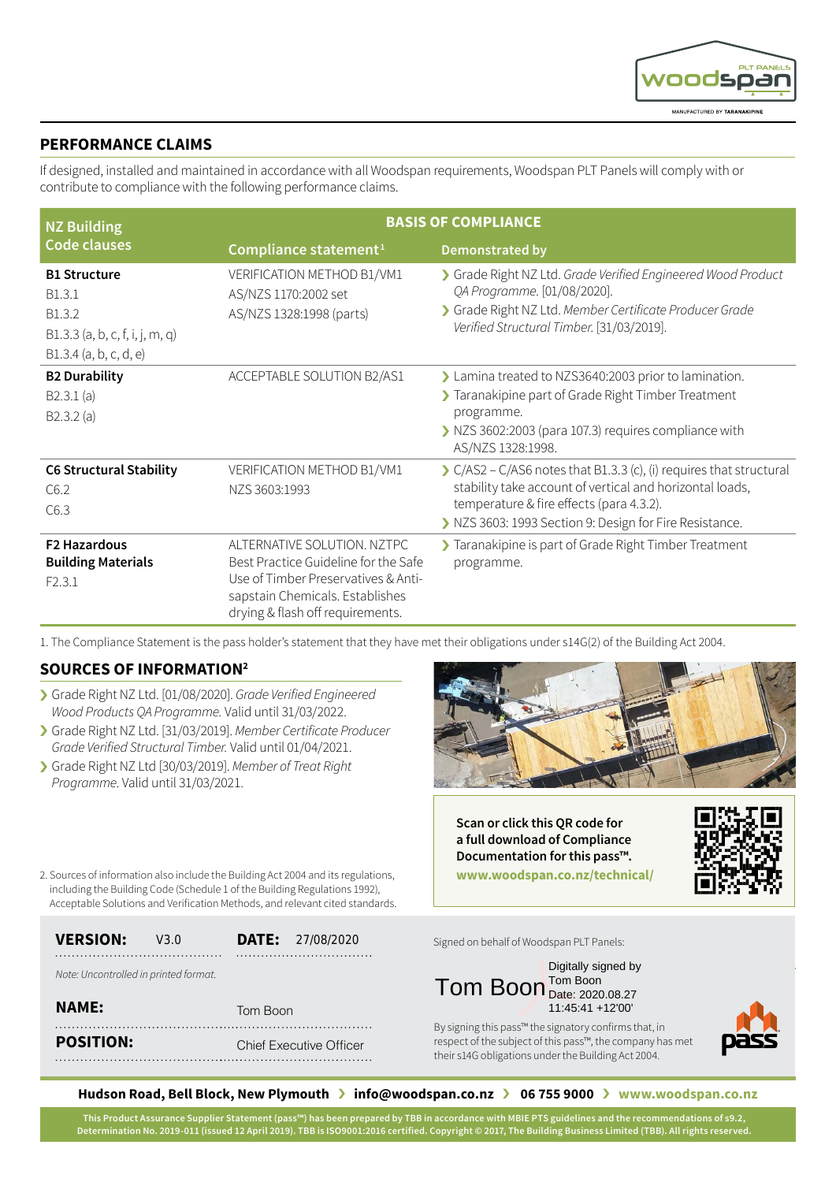## PERFORMANCE CLAIMS

If designed, installed and maintained in accordance with all Woodspan requirements, Woodspan PLT Panels will comply with or contribute to compliance with the following performance claims.

| NZ Building Code clauses | BASIS OF COMPLIANCE | |
|---|---|---|
| | Compliance statement[1] | Demonstrated by |
| **B1 Structure**<br>B1.3.1<br>B1.3.2<br>B1.3.3 (a, b, c, f, i, j, m, q)<br>B1.3.4 (a, b, c, d, e) | VERIFICATION METHOD B1/VM1<br>AS/NZS 1170:2002 set<br>AS/NZS 1328:1998 (parts) | › Grade Right NZ Ltd. *Grade Verified Engineered Wood Product QA Programme*. [01/08/2020].<br>› Grade Right NZ Ltd. *Member Certificate Producer Grade Verified Structural Timber.* [31/03/2019]. |
| **B2 Durability**<br>B2.3.1 (a)<br>B2.3.2 (a) | ACCEPTABLE SOLUTION B2/AS1 | › Lamina treated to NZS3640:2003 prior to lamination.<br>› Taranakipine part of Grade Right Timber Treatment programme.<br>› NZS 3602:2003 (para 107.3) requires compliance with AS/NZS 1328:1998. |
| **C6 Structural Stability**<br>C6.2<br>C6.3 | VERIFICATION METHOD B1/VM1<br>NZS 3603:1993 | › C/AS2 – C/AS6 notes that B1.3.3 (c), (i) requires that structural stability take account of vertical and horizontal loads, temperature & fire effects (para 4.3.2).<br>› NZS 3603: 1993 Section 9: Design for Fire Resistance. |
| **F2 Hazardous Building Materials**<br>F2.3.1 | ALTERNATIVE SOLUTION. NZTPC Best Practice Guideline for the Safe Use of Timber Preservatives & Anti-sapstain Chemicals. Establishes drying & flash off requirements. | › Taranakipine is part of Grade Right Timber Treatment programme. |

1. The Compliance Statement is the pass holder's statement that they have met their obligations under s14G(2) of the Building Act 2004.

## SOURCES OF INFORMATION[2]

- Grade Right NZ Ltd. [01/08/2020]. *Grade Verified Engineered Wood Products QA Programme.* Valid until 31/03/2022.
- Grade Right NZ Ltd. [31/03/2019]. *Member Certificate Producer Grade Verified Structural Timber.* Valid until 01/04/2021.
- Grade Right NZ Ltd [30/03/2019]. *Member of Treat Right Programme*. Valid until 31/03/2021.

2. Sources of information also include the Building Act 2004 and its regulations, including the Building Code (Schedule 1 of the Building Regulations 1992), Acceptable Solutions and Verification Methods, and relevant cited standards.

**Scan or click this QR code for a full download of Compliance Documentation for this pass™.**
**www.woodspan.co.nz/technical/**

**VERSION:** V3.0 **DATE:** 27/08/2020

*Note: Uncontrolled in printed format.*

**NAME:** Tom Boon

**POSITION:** Chief Executive Officer

Signed on behalf of Woodspan PLT Panels:

Tom Boon — Digitally signed by Tom Boon Date: 2020.08.27 11:45:41 +12'00'

By signing this pass™ the signatory confirms that, in respect of the subject of this pass™, the company has met their s14G obligations under the Building Act 2004.

**Hudson Road, Bell Block, New Plymouth › info@woodspan.co.nz › 06 755 9000 › www.woodspan.co.nz**

**This Product Assurance Supplier Statement (pass™) has been prepared by TBB in accordance with MBIE PTS guidelines and the recommendations of s9.2, Determination No. 2019-011 (issued 12 April 2019). TBB is ISO9001:2016 certified. Copyright © 2017, The Building Business Limited (TBB). All rights reserved.**